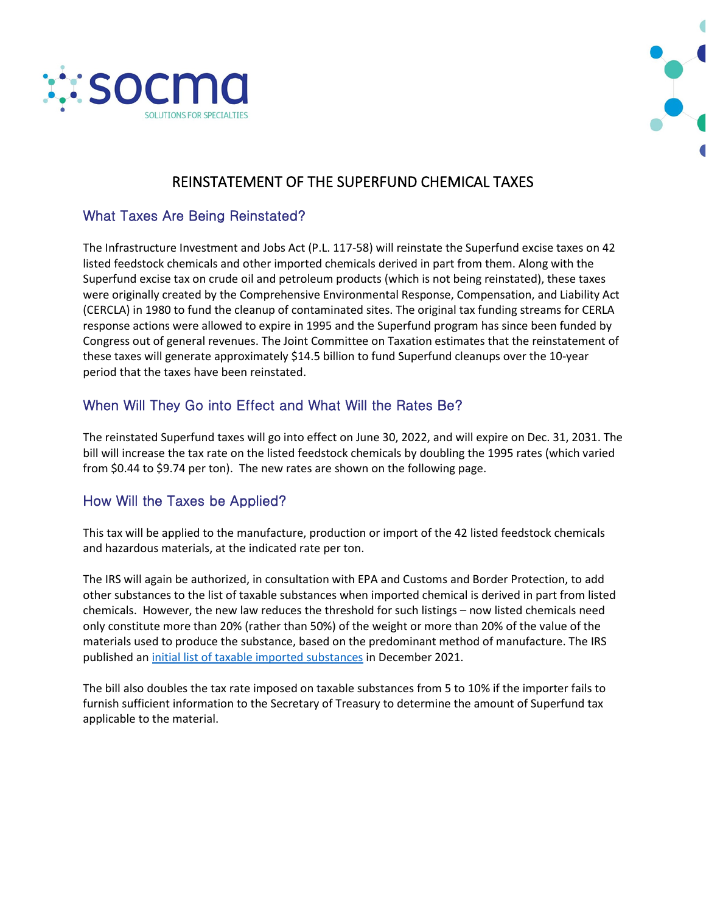# REINSTATEMENT OF THE SUPERFUND CHEMICAL TAXES

## What Taxes Are Being Reinstated?

The Infrastructure Investment and Jobs Act (P.L. 117-58) will reinstate the Superfund excise taxes on 42 listed feedstock chemicals and other imported chemicals derived in part from them. Along with the Superfund excise tax on crude oil and petroleum products (which is not being reinstated), these taxes were originally created by the Comprehensive Environmental Response, Compensation, and Liability Act (CERCLA) in 1980 to fund the cleanup of contaminated sites. The original tax funding streams for CERLA response actions were allowed to expire in 1995 and the Superfund program has since been funded by Congress out of general revenues. The Joint Committee on Taxation estimates that the reinstatement of these taxes will generate approximately $14.5 billion to fund Superfund cleanups over the 10-year period that the taxes have been reinstated.

## When Will They Go into Effect and What Will the Rates Be?

The reinstated Superfund taxes will go into effect on June 30, 2022, and will expire on Dec. 31, 2031. The bill will increase the tax rate on the listed feedstock chemicals by doubling the 1995 rates (which varied from $0.44 to $9.74 per ton). The new rates are shown on the following page.

## How Will the Taxes be Applied?

This tax will be applied to the manufacture, production or import of the 42 listed feedstock chemicals and hazardous materials, at the indicated rate per ton.

The IRS will again be authorized, in consultation with EPA and Customs and Border Protection, to add other substances to the list of taxable substances when imported chemical is derived in part from listed chemicals. However, the new law reduces the threshold for such listings – now listed chemicals need only constitute more than 20% (rather than 50%) of the weight or more than 20% of the value of the materials used to produce the substance, based on the predominant method of manufacture. The IRS published an initial list of taxable imported substances in December 2021.

The bill also doubles the tax rate imposed on taxable substances from 5 to 10% if the importer fails to furnish sufficient information to the Secretary of Treasury to determine the amount of Superfund tax applicable to the material.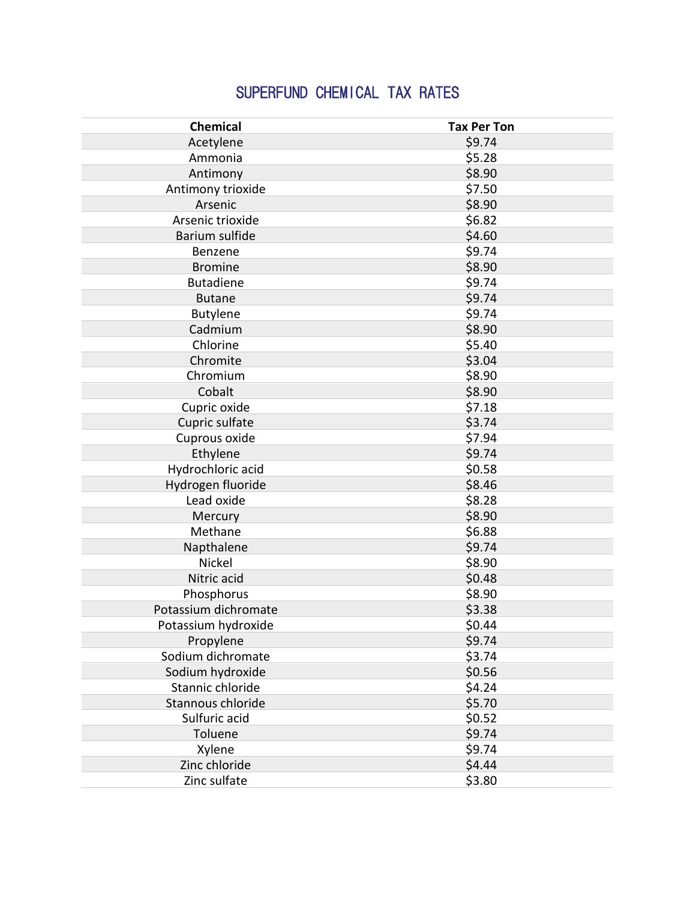# SUPERFUND CHEMICAL TAX RATES

| Chemical | Tax Per Ton |
|---|---|
| Acetylene | $9.74 |
| Ammonia | $5.28 |
| Antimony | $8.90 |
| Antimony trioxide | $7.50 |
| Arsenic | $8.90 |
| Arsenic trioxide | $6.82 |
| Barium sulfide | $4.60 |
| Benzene | $9.74 |
| Bromine | $8.90 |
| Butadiene | $9.74 |
| Butane | $9.74 |
| Butylene | $9.74 |
| Cadmium | $8.90 |
| Chlorine | $5.40 |
| Chromite | $3.04 |
| Chromium | $8.90 |
| Cobalt | $8.90 |
| Cupric oxide | $7.18 |
| Cupric sulfate | $3.74 |
| Cuprous oxide | $7.94 |
| Ethylene | $9.74 |
| Hydrochloric acid | $0.58 |
| Hydrogen fluoride | $8.46 |
| Lead oxide | $8.28 |
| Mercury | $8.90 |
| Methane | $6.88 |
| Napthalene | $9.74 |
| Nickel | $8.90 |
| Nitric acid | $0.48 |
| Phosphorus | $8.90 |
| Potassium dichromate | $3.38 |
| Potassium hydroxide | $0.44 |
| Propylene | $9.74 |
| Sodium dichromate | $3.74 |
| Sodium hydroxide | $0.56 |
| Stannic chloride | $4.24 |
| Stannous chloride | $5.70 |
| Sulfuric acid | $0.52 |
| Toluene | $9.74 |
| Xylene | $9.74 |
| Zinc chloride | $4.44 |
| Zinc sulfate | $3.80 |